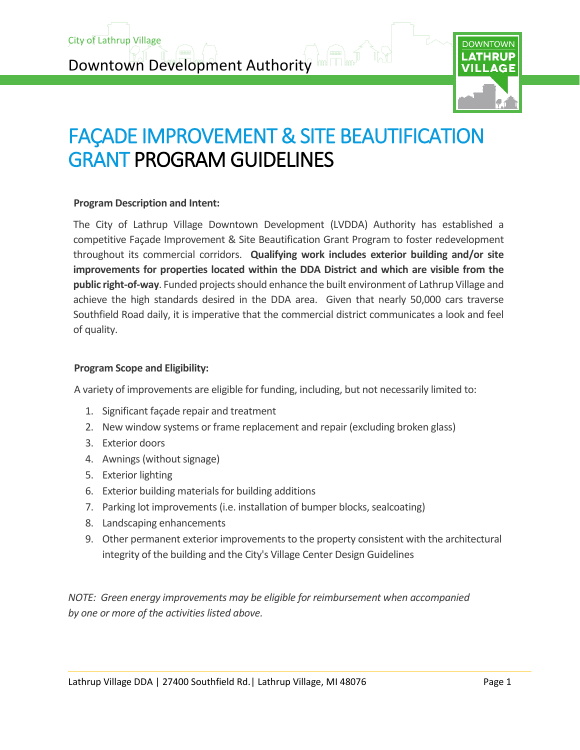City of Lathrup Village

Downtown Development Authority

# FAÇADE IMPROVEMENT & SITE BEAUTIFICATION GRANT PROGRAM GUIDELINES

**Program Description and Intent:**

The City of Lathrup Village Downtown Development (LVDDA) Authority has established a competitive Façade Improvement & Site Beautification Grant Program to foster redevelopment throughout its commercial corridors. **Qualifying work includes exterior building and/or site improvements for properties located within the DDA District and which are visible from the public right-of-way**. Funded projects should enhance the built environment of Lathrup Village and achieve the high standards desired in the DDA area. Given that nearly 50,000 cars traverse Southfield Road daily, it is imperative that the commercial district communicates a look and feel of quality.

**Program Scope and Eligibility:**

A variety of improvements are eligible for funding, including, but not necessarily limited to:

1. Significant façade repair and treatment
2. New window systems or frame replacement and repair (excluding broken glass)
3. Exterior doors
4. Awnings (without signage)
5. Exterior lighting
6. Exterior building materials for building additions
7. Parking lot improvements (i.e. installation of bumper blocks, sealcoating)
8. Landscaping enhancements
9. Other permanent exterior improvements to the property consistent with the architectural integrity of the building and the City's Village Center Design Guidelines

*NOTE: Green energy improvements may be eligible for reimbursement when accompanied by one or more of the activities listed above.*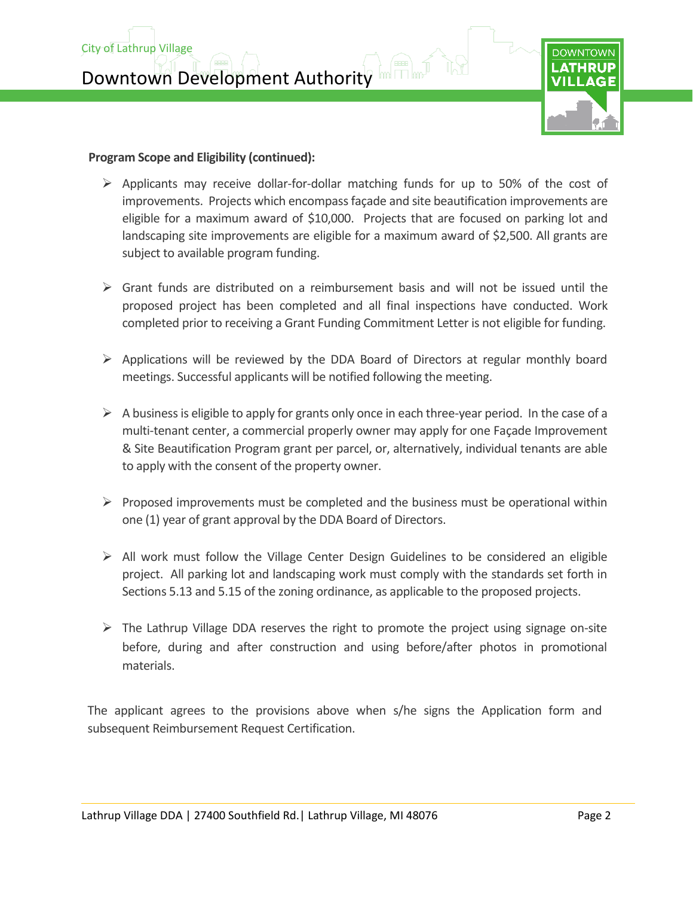**Program Scope and Eligibility (continued):**

- Applicants may receive dollar-for-dollar matching funds for up to 50% of the cost of improvements. Projects which encompass façade and site beautification improvements are eligible for a maximum award of $10,000. Projects that are focused on parking lot and landscaping site improvements are eligible for a maximum award of $2,500. All grants are subject to available program funding.

- Grant funds are distributed on a reimbursement basis and will not be issued until the proposed project has been completed and all final inspections have conducted. Work completed prior to receiving a Grant Funding Commitment Letter is not eligible for funding.

- Applications will be reviewed by the DDA Board of Directors at regular monthly board meetings. Successful applicants will be notified following the meeting.

- A business is eligible to apply for grants only once in each three-year period. In the case of a multi-tenant center, a commercial properly owner may apply for one Façade Improvement & Site Beautification Program grant per parcel, or, alternatively, individual tenants are able to apply with the consent of the property owner.

- Proposed improvements must be completed and the business must be operational within one (1) year of grant approval by the DDA Board of Directors.

- All work must follow the Village Center Design Guidelines to be considered an eligible project. All parking lot and landscaping work must comply with the standards set forth in Sections 5.13 and 5.15 of the zoning ordinance, as applicable to the proposed projects.

- The Lathrup Village DDA reserves the right to promote the project using signage on-site before, during and after construction and using before/after photos in promotional materials.

The applicant agrees to the provisions above when s/he signs the Application form and subsequent Reimbursement Request Certification.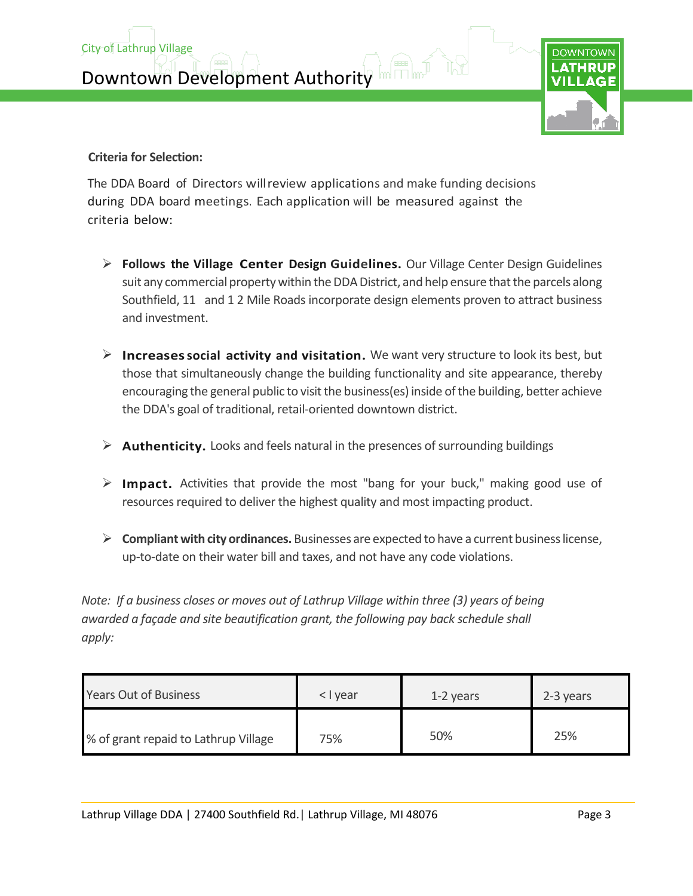**Criteria for Selection:**

The DDA Board of Directors will review applications and make funding decisions during DDA board meetings. Each application will be measured against the criteria below:

- **Follows the Village Center Design Guidelines.** Our Village Center Design Guidelines suit any commercial property within the DDA District, and help ensure that the parcels along Southfield, 11 and 1 2 Mile Roads incorporate design elements proven to attract business and investment.
- **Increases social activity and visitation.** We want very structure to look its best, but those that simultaneously change the building functionality and site appearance, thereby encouraging the general public to visit the business(es) inside of the building, better achieve the DDA's goal of traditional, retail-oriented downtown district.
- **Authenticity.** Looks and feels natural in the presences of surrounding buildings
- **Impact.** Activities that provide the most "bang for your buck," making good use of resources required to deliver the highest quality and most impacting product.
- **Compliant with city ordinances.** Businesses are expected to have a current business license, up-to-date on their water bill and taxes, and not have any code violations.

*Note: If a business closes or moves out of Lathrup Village within three (3) years of being awarded a façade and site beautification grant, the following pay back schedule shall apply:*

| Years Out of Business | < l year | 1-2 years | 2-3 years |
|---|---|---|---|
| % of grant repaid to Lathrup Village | 75% | 50% | 25% |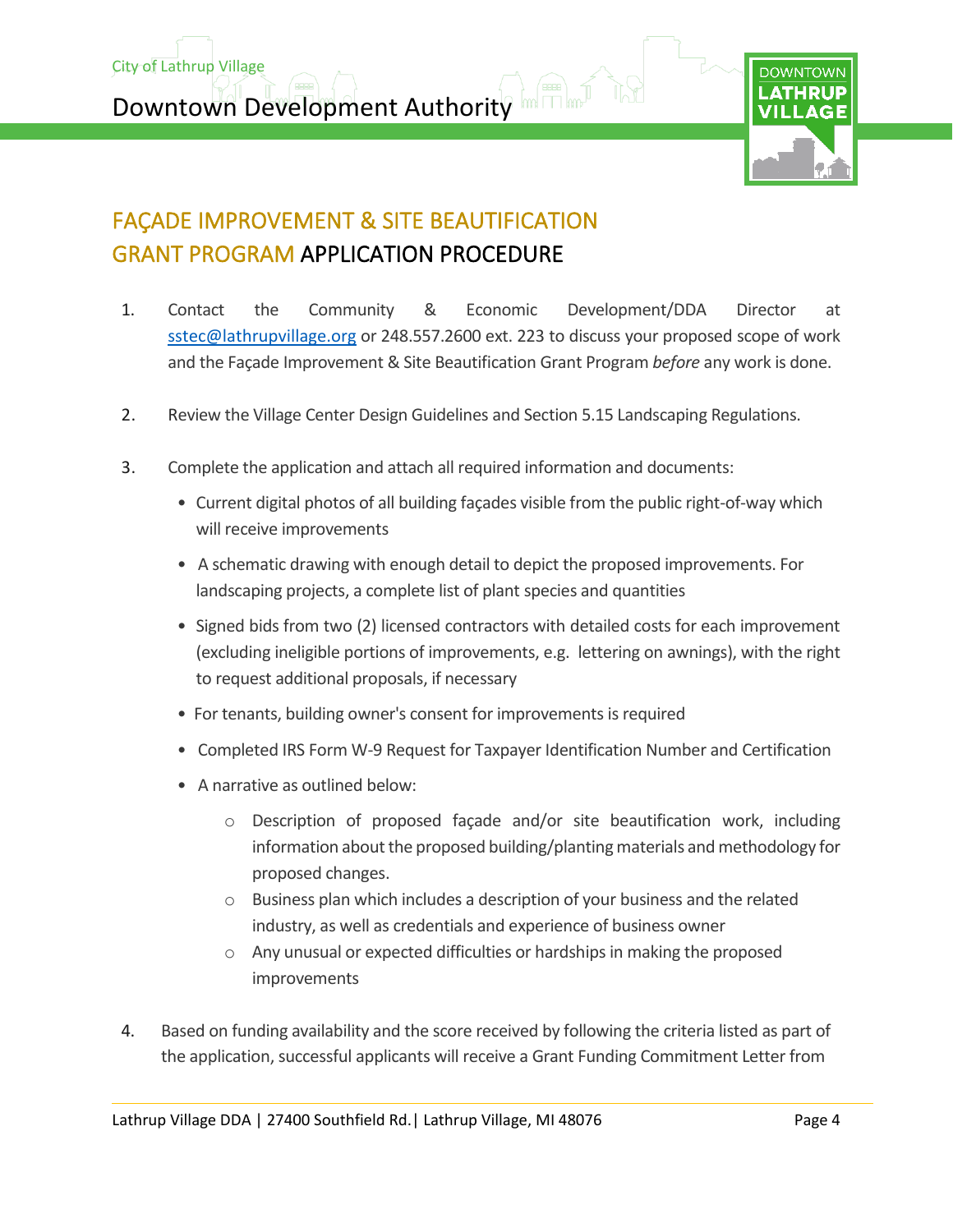# FAÇADE IMPROVEMENT & SITE BEAUTIFICATION GRANT PROGRAM APPLICATION PROCEDURE

1. Contact the Community & Economic Development/DDA Director at sstec@lathrupvillage.org or 248.557.2600 ext. 223 to discuss your proposed scope of work and the Façade Improvement & Site Beautification Grant Program *before* any work is done.

2. Review the Village Center Design Guidelines and Section 5.15 Landscaping Regulations.

3. Complete the application and attach all required information and documents:
   - Current digital photos of all building façades visible from the public right-of-way which will receive improvements
   - A schematic drawing with enough detail to depict the proposed improvements. For landscaping projects, a complete list of plant species and quantities
   - Signed bids from two (2) licensed contractors with detailed costs for each improvement (excluding ineligible portions of improvements, e.g. lettering on awnings), with the right to request additional proposals, if necessary
   - For tenants, building owner's consent for improvements is required
   - Completed IRS Form W-9 Request for Taxpayer Identification Number and Certification
   - A narrative as outlined below:
     - Description of proposed façade and/or site beautification work, including information about the proposed building/planting materials and methodology for proposed changes.
     - Business plan which includes a description of your business and the related industry, as well as credentials and experience of business owner
     - Any unusual or expected difficulties or hardships in making the proposed improvements

4. Based on funding availability and the score received by following the criteria listed as part of the application, successful applicants will receive a Grant Funding Commitment Letter from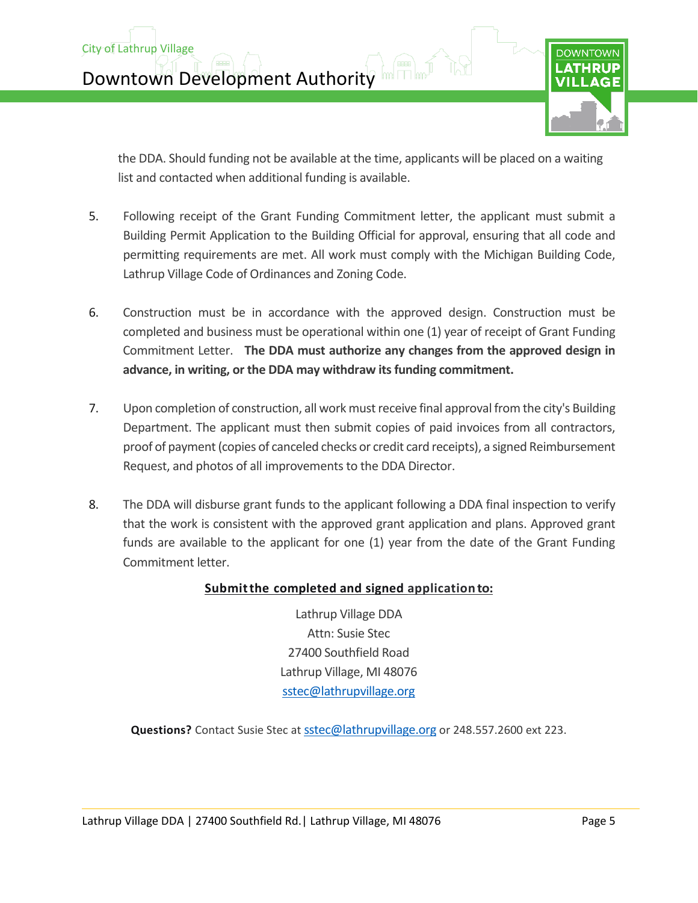the DDA. Should funding not be available at the time, applicants will be placed on a waiting list and contacted when additional funding is available.

5. Following receipt of the Grant Funding Commitment letter, the applicant must submit a Building Permit Application to the Building Official for approval, ensuring that all code and permitting requirements are met. All work must comply with the Michigan Building Code, Lathrup Village Code of Ordinances and Zoning Code.

6. Construction must be in accordance with the approved design. Construction must be completed and business must be operational within one (1) year of receipt of Grant Funding Commitment Letter. **The DDA must authorize any changes from the approved design in advance, in writing, or the DDA may withdraw its funding commitment.**

7. Upon completion of construction, all work must receive final approval from the city's Building Department. The applicant must then submit copies of paid invoices from all contractors, proof of payment (copies of canceled checks or credit card receipts), a signed Reimbursement Request, and photos of all improvements to the DDA Director.

8. The DDA will disburse grant funds to the applicant following a DDA final inspection to verify that the work is consistent with the approved grant application and plans. Approved grant funds are available to the applicant for one (1) year from the date of the Grant Funding Commitment letter.

**Submit the completed and signed application to:**

Lathrup Village DDA
Attn: Susie Stec
27400 Southfield Road
Lathrup Village, MI 48076
sstec@lathrupvillage.org

**Questions?** Contact Susie Stec at sstec@lathrupvillage.org or 248.557.2600 ext 223.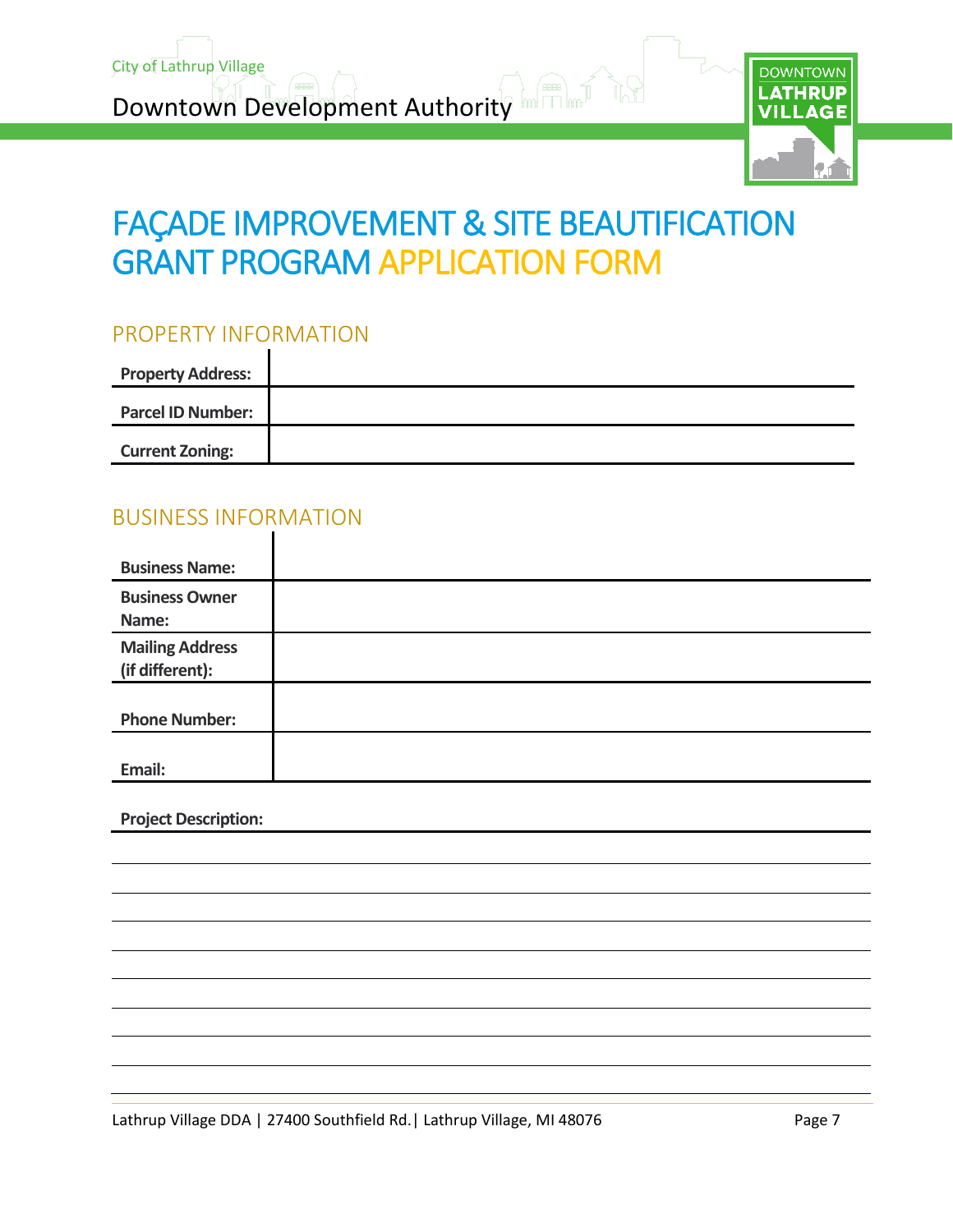City of Lathrup Village

Downtown Development Authority

# FAÇADE IMPROVEMENT & SITE BEAUTIFICATION GRANT PROGRAM APPLICATION FORM

## PROPERTY INFORMATION

| | |
|---|---|
| **Property Address:** | |
| **Parcel ID Number:** | |
| **Current Zoning:** | |

## BUSINESS INFORMATION

| | |
|---|---|
| **Business Name:** | |
| **Business Owner Name:** | |
| **Mailing Address (if different):** | |
| **Phone Number:** | |
| **Email:** | |

**Project Description:**

_______________________________________________

_______________________________________________

_______________________________________________

_______________________________________________

_______________________________________________

_______________________________________________

_______________________________________________

_______________________________________________

_______________________________________________

Lathrup Village DDA | 27400 Southfield Rd.| Lathrup Village, MI 48076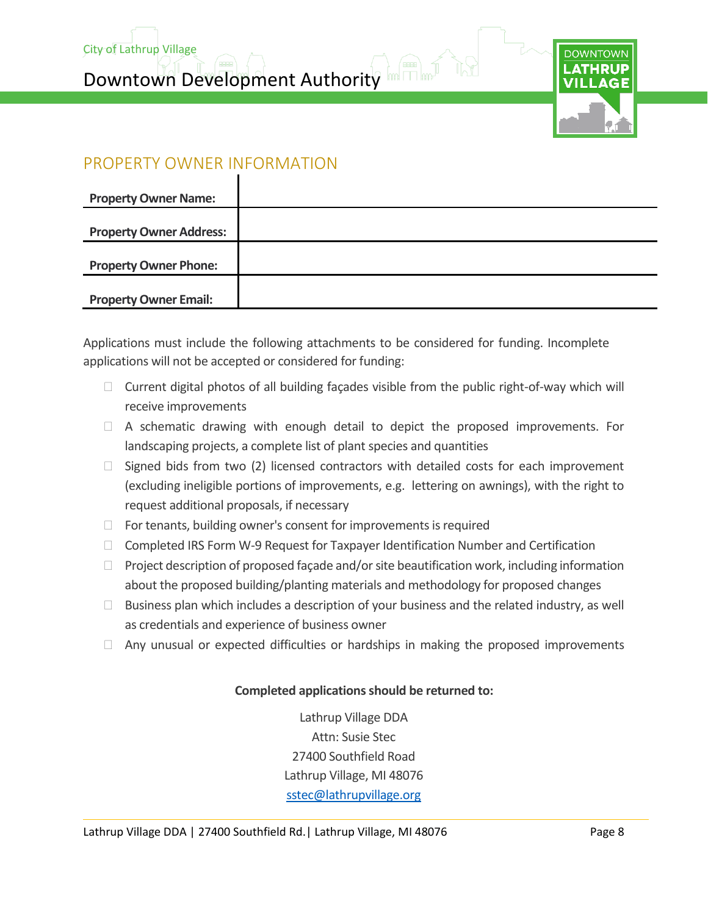## PROPERTY OWNER INFORMATION

| **Property Owner Name:** | |
|---|---|
| **Property Owner Address:** | |
| **Property Owner Phone:** | |
| **Property Owner Email:** | |

Applications must include the following attachments to be considered for funding. Incomplete applications will not be accepted or considered for funding:

- ☐ Current digital photos of all building façades visible from the public right-of-way which will receive improvements
- ☐ A schematic drawing with enough detail to depict the proposed improvements. For landscaping projects, a complete list of plant species and quantities
- ☐ Signed bids from two (2) licensed contractors with detailed costs for each improvement (excluding ineligible portions of improvements, e.g. lettering on awnings), with the right to request additional proposals, if necessary
- ☐ For tenants, building owner's consent for improvements is required
- ☐ Completed IRS Form W-9 Request for Taxpayer Identification Number and Certification
- ☐ Project description of proposed façade and/or site beautification work, including information about the proposed building/planting materials and methodology for proposed changes
- ☐ Business plan which includes a description of your business and the related industry, as well as credentials and experience of business owner
- ☐ Any unusual or expected difficulties or hardships in making the proposed improvements

**Completed applications should be returned to:**

Lathrup Village DDA
Attn: Susie Stec
27400 Southfield Road
Lathrup Village, MI 48076
sstec@lathrupvillage.org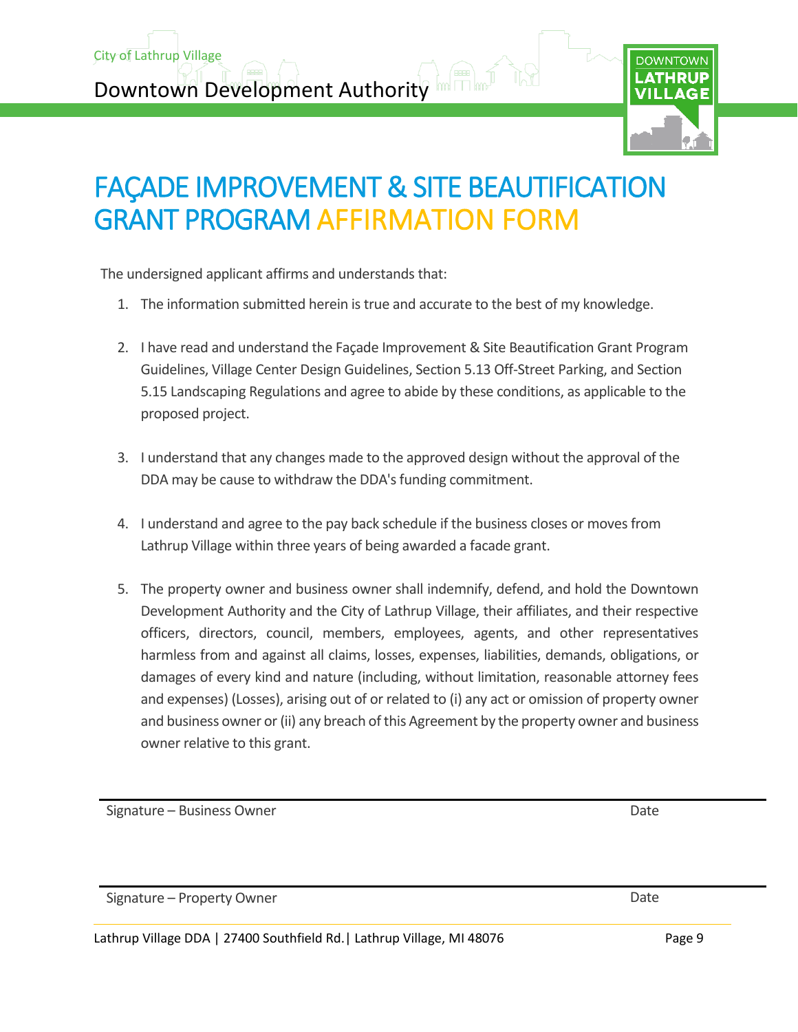# FAÇADE IMPROVEMENT & SITE BEAUTIFICATION GRANT PROGRAM AFFIRMATION FORM

The undersigned applicant affirms and understands that:

1. The information submitted herein is true and accurate to the best of my knowledge.

2. I have read and understand the Façade Improvement & Site Beautification Grant Program Guidelines, Village Center Design Guidelines, Section 5.13 Off-Street Parking, and Section 5.15 Landscaping Regulations and agree to abide by these conditions, as applicable to the proposed project.

3. I understand that any changes made to the approved design without the approval of the DDA may be cause to withdraw the DDA's funding commitment.

4. I understand and agree to the pay back schedule if the business closes or moves from Lathrup Village within three years of being awarded a facade grant.

5. The property owner and business owner shall indemnify, defend, and hold the Downtown Development Authority and the City of Lathrup Village, their affiliates, and their respective officers, directors, council, members, employees, agents, and other representatives harmless from and against all claims, losses, expenses, liabilities, demands, obligations, or damages of every kind and nature (including, without limitation, reasonable attorney fees and expenses) (Losses), arising out of or related to (i) any act or omission of property owner and business owner or (ii) any breach of this Agreement by the property owner and business owner relative to this grant.

______________________________________________

Signature – Business Owner                                        Date

______________________________________________

Signature – Property Owner                                        Date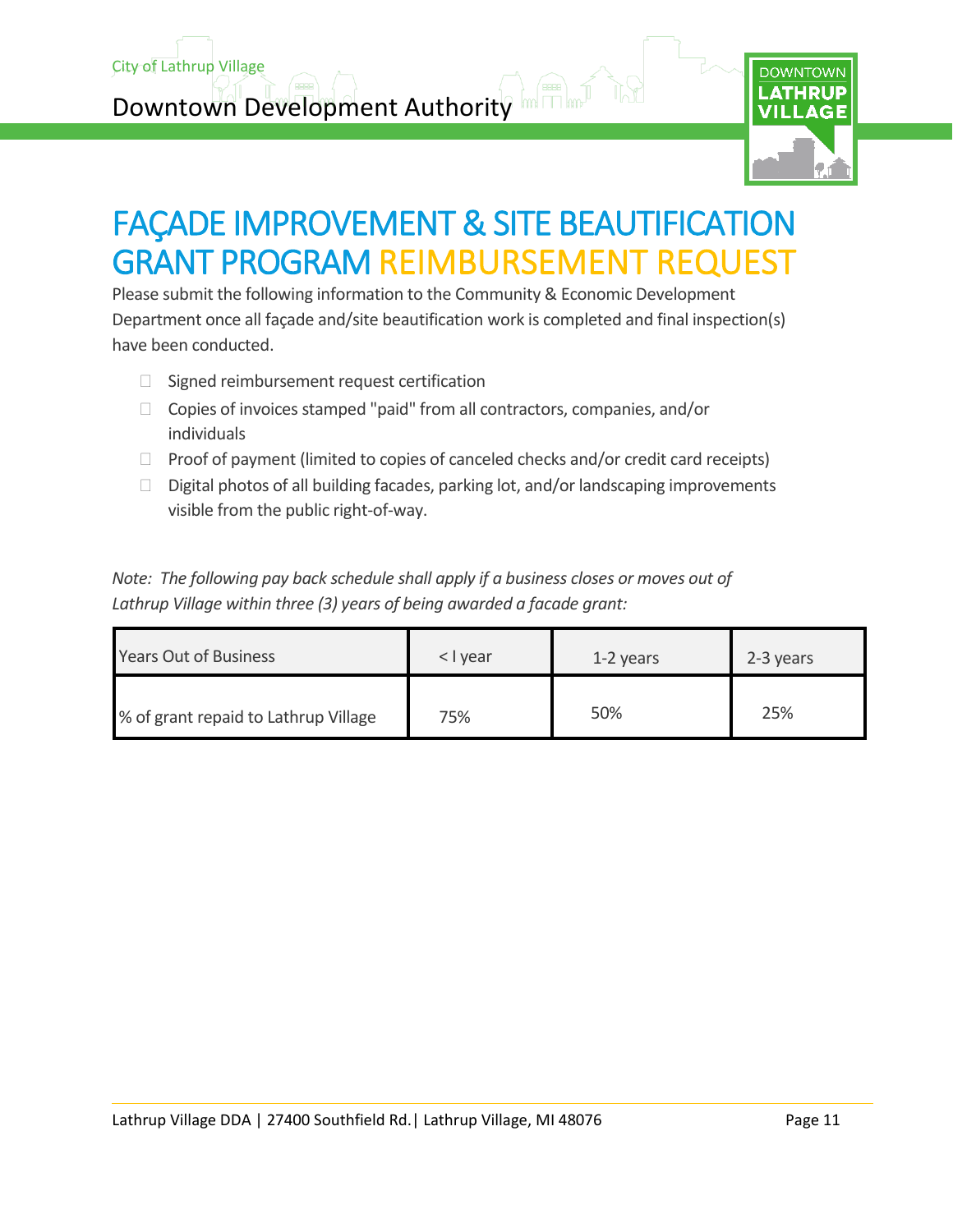# FAÇADE IMPROVEMENT & SITE BEAUTIFICATION GRANT PROGRAM REIMBURSEMENT REQUEST

Please submit the following information to the Community & Economic Development Department once all façade and/site beautification work is completed and final inspection(s) have been conducted.

- ☐ Signed reimbursement request certification
- ☐ Copies of invoices stamped "paid" from all contractors, companies, and/or individuals
- ☐ Proof of payment (limited to copies of canceled checks and/or credit card receipts)
- ☐ Digital photos of all building facades, parking lot, and/or landscaping improvements visible from the public right-of-way.

*Note: The following pay back schedule shall apply if a business closes or moves out of Lathrup Village within three (3) years of being awarded a facade grant:*

| Years Out of Business | < l year | 1-2 years | 2-3 years |
|---|---|---|---|
| % of grant repaid to Lathrup Village | 75% | 50% | 25% |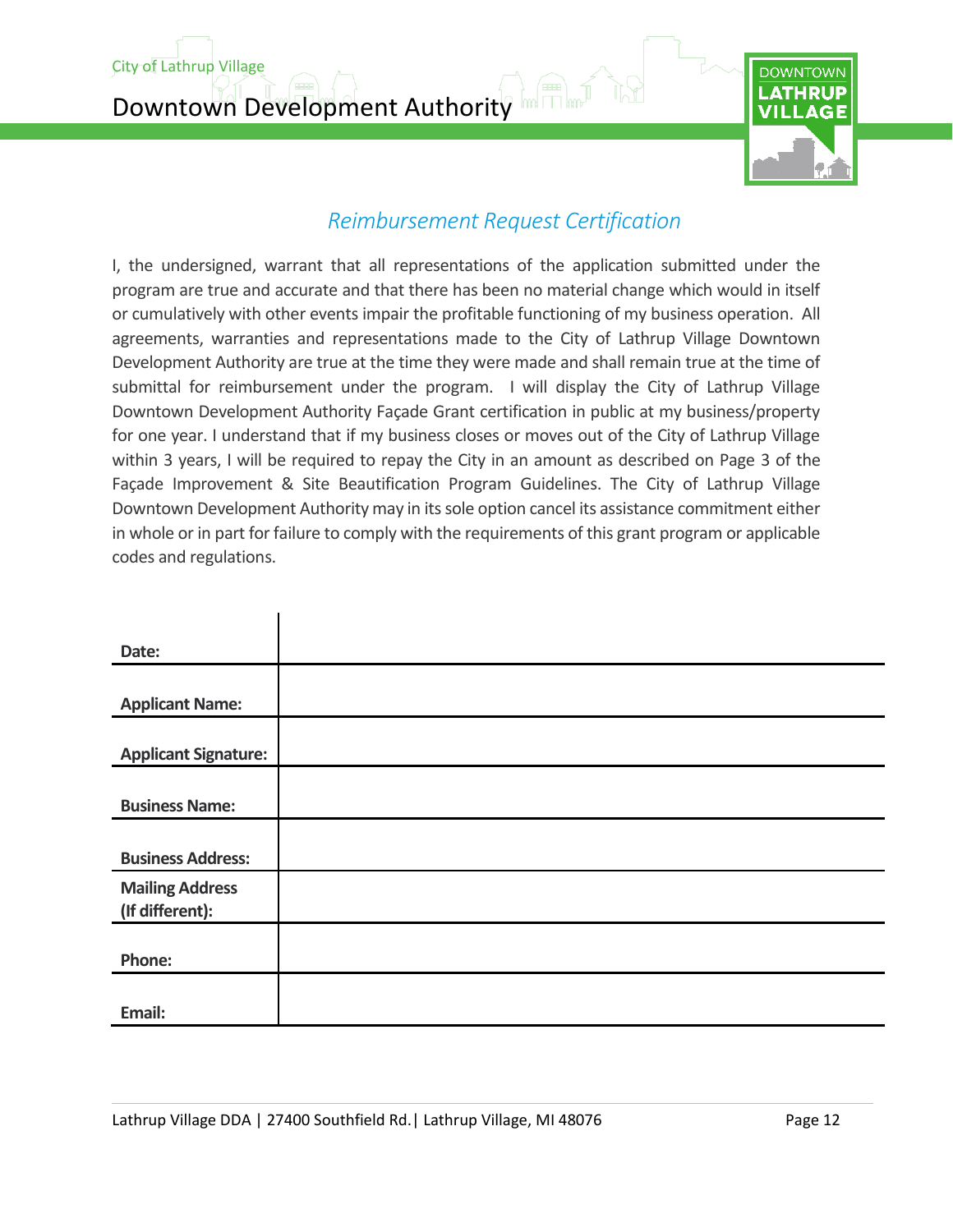## Reimbursement Request Certification

I, the undersigned, warrant that all representations of the application submitted under the program are true and accurate and that there has been no material change which would in itself or cumulatively with other events impair the profitable functioning of my business operation. All agreements, warranties and representations made to the City of Lathrup Village Downtown Development Authority are true at the time they were made and shall remain true at the time of submittal for reimbursement under the program. I will display the City of Lathrup Village Downtown Development Authority Façade Grant certification in public at my business/property for one year. I understand that if my business closes or moves out of the City of Lathrup Village within 3 years, I will be required to repay the City in an amount as described on Page 3 of the Façade Improvement & Site Beautification Program Guidelines. The City of Lathrup Village Downtown Development Authority may in its sole option cancel its assistance commitment either in whole or in part for failure to comply with the requirements of this grant program or applicable codes and regulations.

| | |
|---|---|
| **Date:** | |
| **Applicant Name:** | |
| **Applicant Signature:** | |
| **Business Name:** | |
| **Business Address:** | |
| **Mailing Address (If different):** | |
| **Phone:** | |
| **Email:** | |